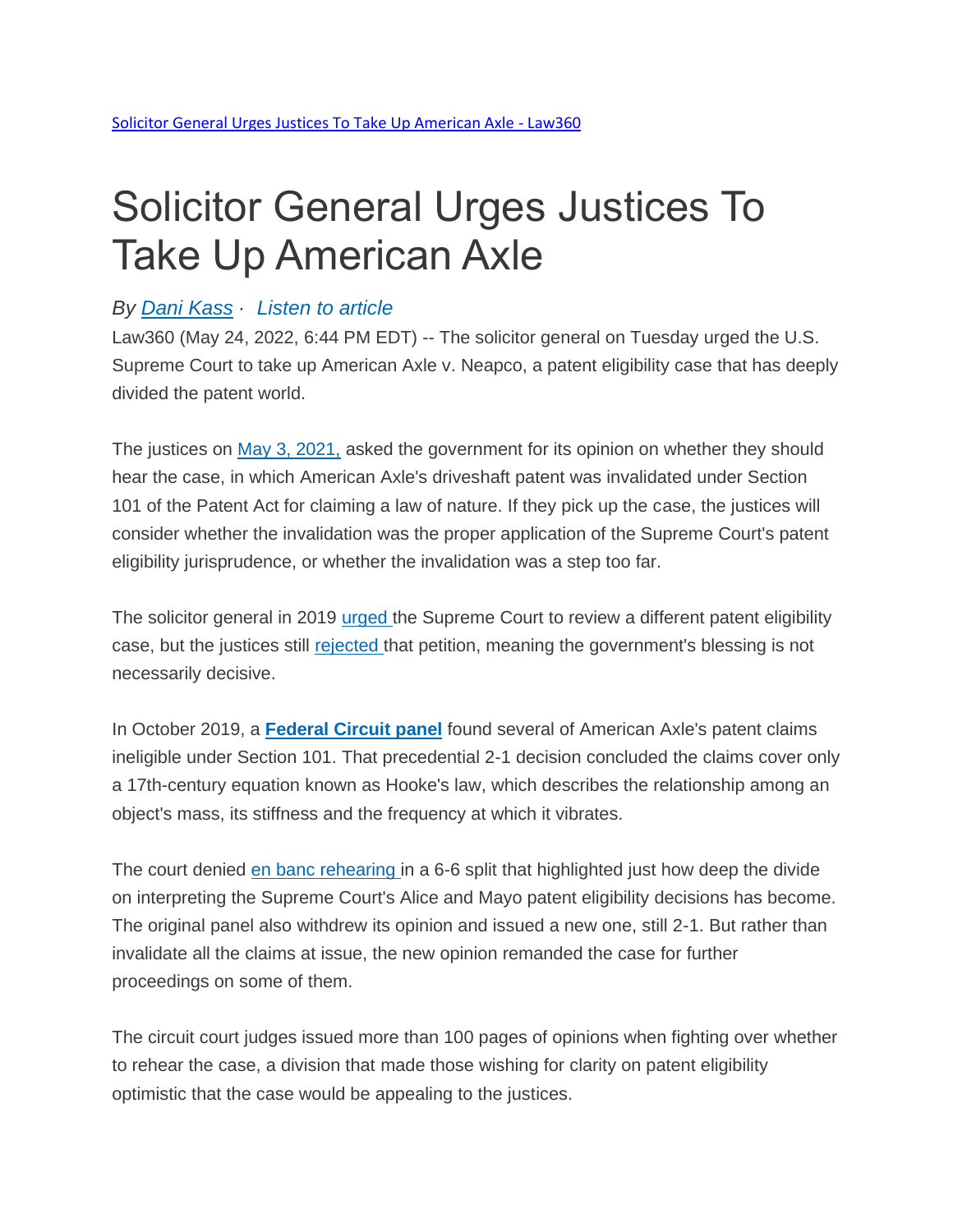[Solicitor General Urges Justices To Take Up American Axle - Law360](#)

# Solicitor General Urges Justices To Take Up American Axle

*By [Dani Kass](#) · [Listen to article](#)*

Law360 (May 24, 2022, 6:44 PM EDT) -- The solicitor general on Tuesday urged the U.S. Supreme Court to take up American Axle v. Neapco, a patent eligibility case that has deeply divided the patent world.

The justices on [May 3, 2021,](#) asked the government for its opinion on whether they should hear the case, in which American Axle's driveshaft patent was invalidated under Section 101 of the Patent Act for claiming a law of nature. If they pick up the case, the justices will consider whether the invalidation was the proper application of the Supreme Court's patent eligibility jurisprudence, or whether the invalidation was a step too far.

The solicitor general in 2019 [urged](#) the Supreme Court to review a different patent eligibility case, but the justices still [rejected](#) that petition, meaning the government's blessing is not necessarily decisive.

In October 2019, a **[Federal Circuit panel](#)** found several of American Axle's patent claims ineligible under Section 101. That precedential 2-1 decision concluded the claims cover only a 17th-century equation known as Hooke's law, which describes the relationship among an object's mass, its stiffness and the frequency at which it vibrates.

The court denied [en banc rehearing](#) in a 6-6 split that highlighted just how deep the divide on interpreting the Supreme Court's Alice and Mayo patent eligibility decisions has become. The original panel also withdrew its opinion and issued a new one, still 2-1. But rather than invalidate all the claims at issue, the new opinion remanded the case for further proceedings on some of them.

The circuit court judges issued more than 100 pages of opinions when fighting over whether to rehear the case, a division that made those wishing for clarity on patent eligibility optimistic that the case would be appealing to the justices.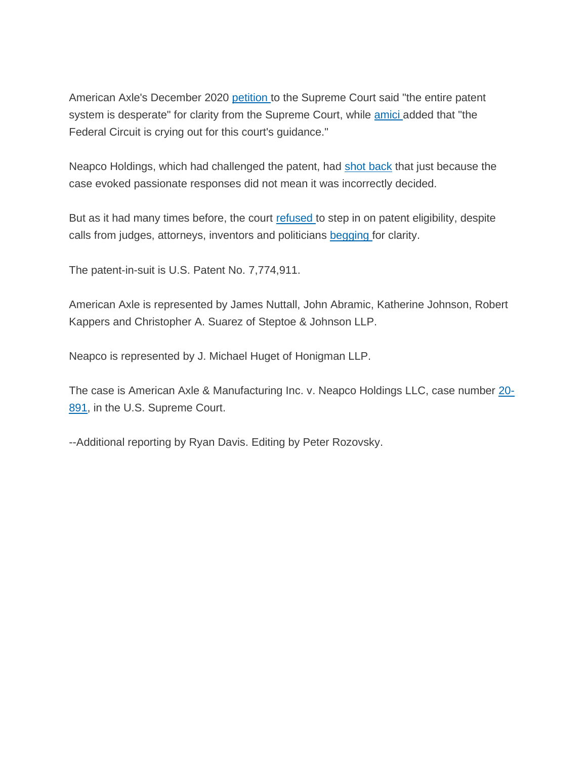American Axle's December 2020 petition to the Supreme Court said "the entire patent system is desperate" for clarity from the Supreme Court, while amici added that "the Federal Circuit is crying out for this court's guidance."

Neapco Holdings, which had challenged the patent, had shot back that just because the case evoked passionate responses did not mean it was incorrectly decided.

But as it had many times before, the court refused to step in on patent eligibility, despite calls from judges, attorneys, inventors and politicians begging for clarity.

The patent-in-suit is U.S. Patent No. 7,774,911.

American Axle is represented by James Nuttall, John Abramic, Katherine Johnson, Robert Kappers and Christopher A. Suarez of Steptoe & Johnson LLP.

Neapco is represented by J. Michael Huget of Honigman LLP.

The case is American Axle & Manufacturing Inc. v. Neapco Holdings LLC, case number 20-891, in the U.S. Supreme Court.

--Additional reporting by Ryan Davis. Editing by Peter Rozovsky.